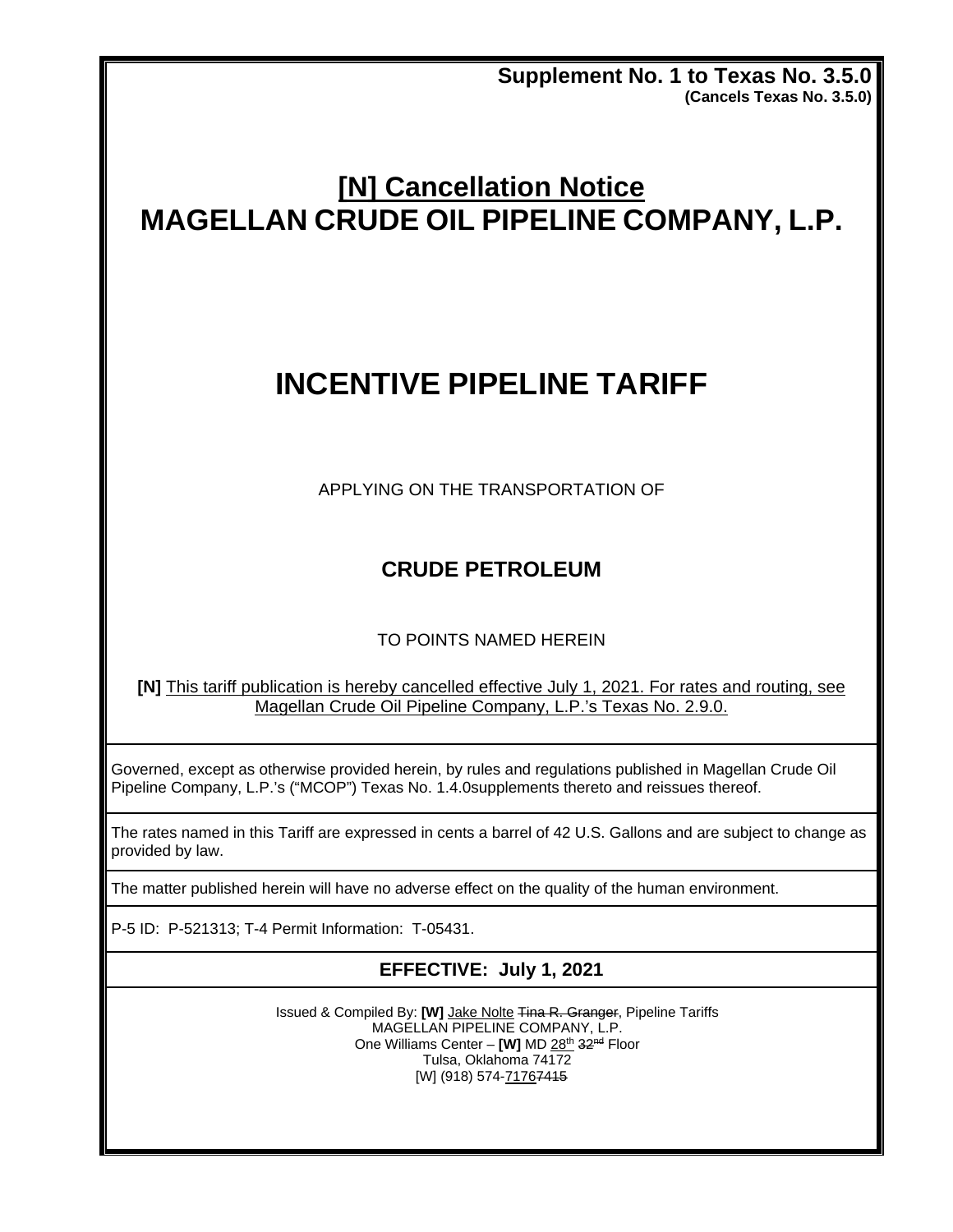**Supplement No. 1 to Texas No. 3.5.0**
**(Cancels Texas No. 3.5.0)**

# [N] Cancellation Notice
# MAGELLAN CRUDE OIL PIPELINE COMPANY, L.P.

# INCENTIVE PIPELINE TARIFF

APPLYING ON THE TRANSPORTATION OF

## CRUDE PETROLEUM

TO POINTS NAMED HEREIN

**[N]** This tariff publication is hereby cancelled effective July 1, 2021. For rates and routing, see Magellan Crude Oil Pipeline Company, L.P.'s Texas No. 2.9.0.

Governed, except as otherwise provided herein, by rules and regulations published in Magellan Crude Oil Pipeline Company, L.P.'s ("MCOP") Texas No. 1.4.0supplements thereto and reissues thereof.

The rates named in this Tariff are expressed in cents a barrel of 42 U.S. Gallons and are subject to change as provided by law.

The matter published herein will have no adverse effect on the quality of the human environment.

P-5 ID: P-521313; T-4 Permit Information: T-05431.

**EFFECTIVE: July 1, 2021**

Issued & Compiled By: **[W]** Jake Nolte ~~Tina R. Granger~~, Pipeline Tariffs
MAGELLAN PIPELINE COMPANY, L.P.
One Williams Center – **[W]** MD 28th ~~32nd~~ Floor
Tulsa, Oklahoma 74172
[W] (918) 574-7176~~7415~~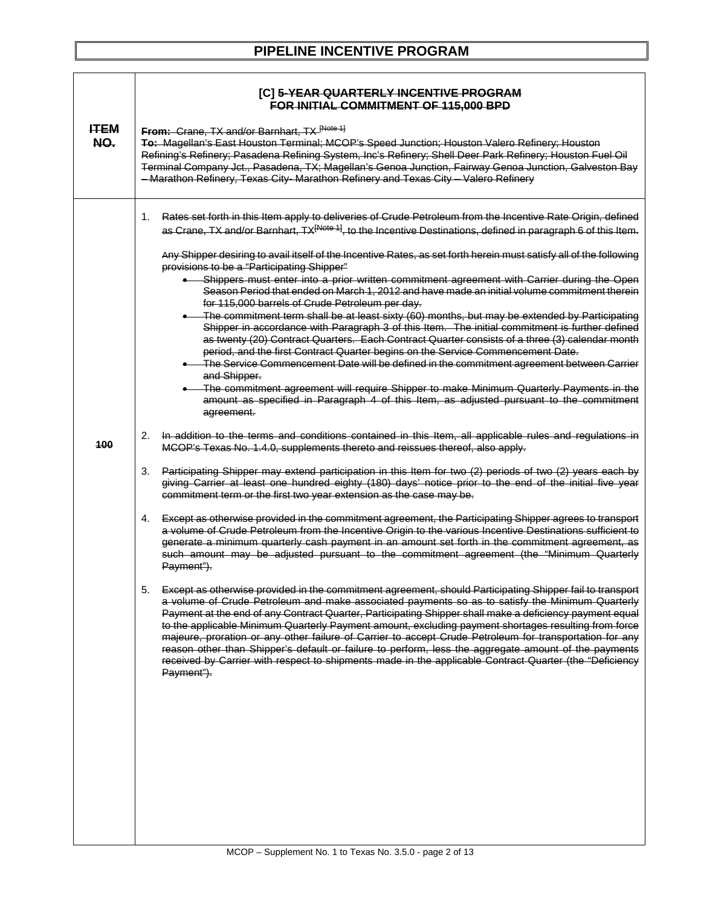# PIPELINE INCENTIVE PROGRAM

| ITEM NO. | [C] 5-YEAR QUARTERLY INCENTIVE PROGRAM FOR INITIAL COMMITMENT OF 115,000 BPD<br><br>**From:** Crane, TX and/or Barnhart, TX [Note 1]<br>**To:** Magellan's East Houston Terminal; MCOP's Speed Junction; Houston Valero Refinery; Houston Refining's Refinery; Pasadena Refining System, Inc's Refinery; Shell Deer Park Refinery; Houston Fuel Oil Terminal Company Jct., Pasadena, TX; Magellan's Genoa Junction, Fairway Genoa Junction, Galveston Bay – Marathon Refinery, Texas City- Marathon Refinery and Texas City – Valero Refinery |
|---|---|
| 100 | 1. Rates set forth in this Item apply to deliveries of Crude Petroleum from the Incentive Rate Origin, defined as Crane, TX and/or Barnhart, TX[Note 1], to the Incentive Destinations, defined in paragraph 6 of this Item.<br><br>Any Shipper desiring to avail itself of the Incentive Rates, as set forth herein must satisfy all of the following provisions to be a "Participating Shipper"<br>• Shippers must enter into a prior written commitment agreement with Carrier during the Open Season Period that ended on March 1, 2012 and have made an initial volume commitment therein for 115,000 barrels of Crude Petroleum per day.<br>• The commitment term shall be at least sixty (60) months, but may be extended by Participating Shipper in accordance with Paragraph 3 of this Item. The initial commitment is further defined as twenty (20) Contract Quarters. Each Contract Quarter consists of a three (3) calendar month period, and the first Contract Quarter begins on the Service Commencement Date.<br>• The Service Commencement Date will be defined in the commitment agreement between Carrier and Shipper.<br>• The commitment agreement will require Shipper to make Minimum Quarterly Payments in the amount as specified in Paragraph 4 of this Item, as adjusted pursuant to the commitment agreement.<br><br>2. In addition to the terms and conditions contained in this Item, all applicable rules and regulations in MCOP's Texas No. 1.4.0, supplements thereto and reissues thereof, also apply.<br><br>3. Participating Shipper may extend participation in this Item for two (2) periods of two (2) years each by giving Carrier at least one hundred eighty (180) days' notice prior to the end of the initial five year commitment term or the first two year extension as the case may be.<br><br>4. Except as otherwise provided in the commitment agreement, the Participating Shipper agrees to transport a volume of Crude Petroleum from the Incentive Origin to the various Incentive Destinations sufficient to generate a minimum quarterly cash payment in an amount set forth in the commitment agreement, as such amount may be adjusted pursuant to the commitment agreement (the "Minimum Quarterly Payment").<br><br>5. Except as otherwise provided in the commitment agreement, should Participating Shipper fail to transport a volume of Crude Petroleum and make associated payments so as to satisfy the Minimum Quarterly Payment at the end of any Contract Quarter, Participating Shipper shall make a deficiency payment equal to the applicable Minimum Quarterly Payment amount, excluding payment shortages resulting from force majeure, proration or any other failure of Carrier to accept Crude Petroleum for transportation for any reason other than Shipper's default or failure to perform, less the aggregate amount of the payments received by Carrier with respect to shipments made in the applicable Contract Quarter (the "Deficiency Payment"). |

MCOP – Supplement No. 1 to Texas No. 3.5.0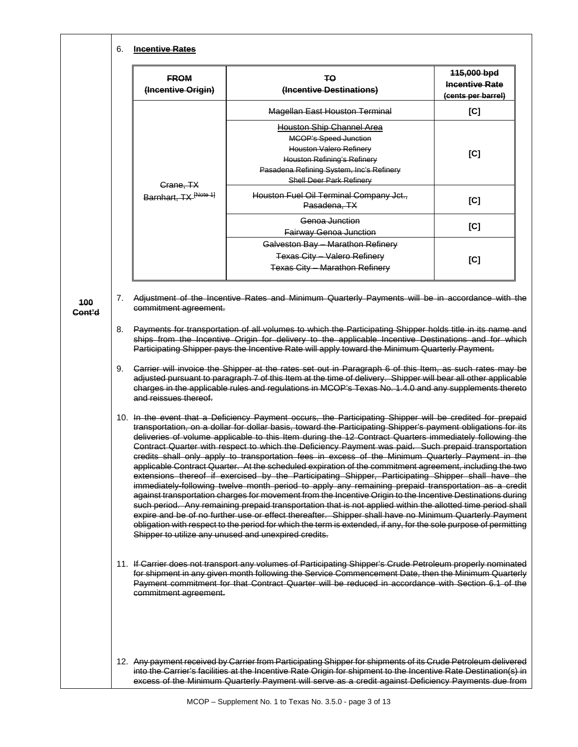100 Cont'd

6. **Incentive Rates**

| FROM (Incentive Origin) | TO (Incentive Destinations) | 115,000 bpd Incentive Rate (cents per barrel) |
|---|---|---|
| Crane, TX Barnhart, TX [Note 1] | Magellan East Houston Terminal | [C] |
| | Houston Ship Channel Area MCOP's Speed Junction Houston Valero Refinery Houston Refining's Refinery Pasadena Refining System, Inc's Refinery Shell Deer Park Refinery | [C] |
| | Houston Fuel Oil Terminal Company Jct., Pasadena, TX | [C] |
| | Genoa Junction Fairway Genoa Junction | [C] |
| | Galveston Bay – Marathon Refinery Texas City – Valero Refinery Texas City – Marathon Refinery | [C] |

7. Adjustment of the Incentive Rates and Minimum Quarterly Payments will be in accordance with the commitment agreement.

8. Payments for transportation of all volumes to which the Participating Shipper holds title in its name and ships from the Incentive Origin for delivery to the applicable Incentive Destinations and for which Participating Shipper pays the Incentive Rate will apply toward the Minimum Quarterly Payment.

9. Carrier will invoice the Shipper at the rates set out in Paragraph 6 of this Item, as such rates may be adjusted pursuant to paragraph 7 of this Item at the time of delivery. Shipper will bear all other applicable charges in the applicable rules and regulations in MCOP's Texas No. 1.4.0 and any supplements thereto and reissues thereof.

10. In the event that a Deficiency Payment occurs, the Participating Shipper will be credited for prepaid transportation, on a dollar for dollar basis, toward the Participating Shipper's payment obligations for its deliveries of volume applicable to this Item during the 12 Contract Quarters immediately following the Contract Quarter with respect to which the Deficiency Payment was paid. Such prepaid transportation credits shall only apply to transportation fees in excess of the Minimum Quarterly Payment in the applicable Contract Quarter. At the scheduled expiration of the commitment agreement, including the two extensions thereof if exercised by the Participating Shipper, Participating Shipper shall have the immediately-following twelve month period to apply any remaining prepaid transportation as a credit against transportation charges for movement from the Incentive Origin to the Incentive Destinations during such period. Any remaining prepaid transportation that is not applied within the allotted time period shall expire and be of no further use or effect thereafter. Shipper shall have no Minimum Quarterly Payment obligation with respect to the period for which the term is extended, if any, for the sole purpose of permitting Shipper to utilize any unused and unexpired credits.

11. If Carrier does not transport any volumes of Participating Shipper's Crude Petroleum properly nominated for shipment in any given month following the Service Commencement Date, then the Minimum Quarterly Payment commitment for that Contract Quarter will be reduced in accordance with Section 6.1 of the commitment agreement.

12. Any payment received by Carrier from Participating Shipper for shipments of its Crude Petroleum delivered into the Carrier's facilities at the Incentive Rate Origin for shipment to the Incentive Rate Destination(s) in excess of the Minimum Quarterly Payment will serve as a credit against Deficiency Payments due from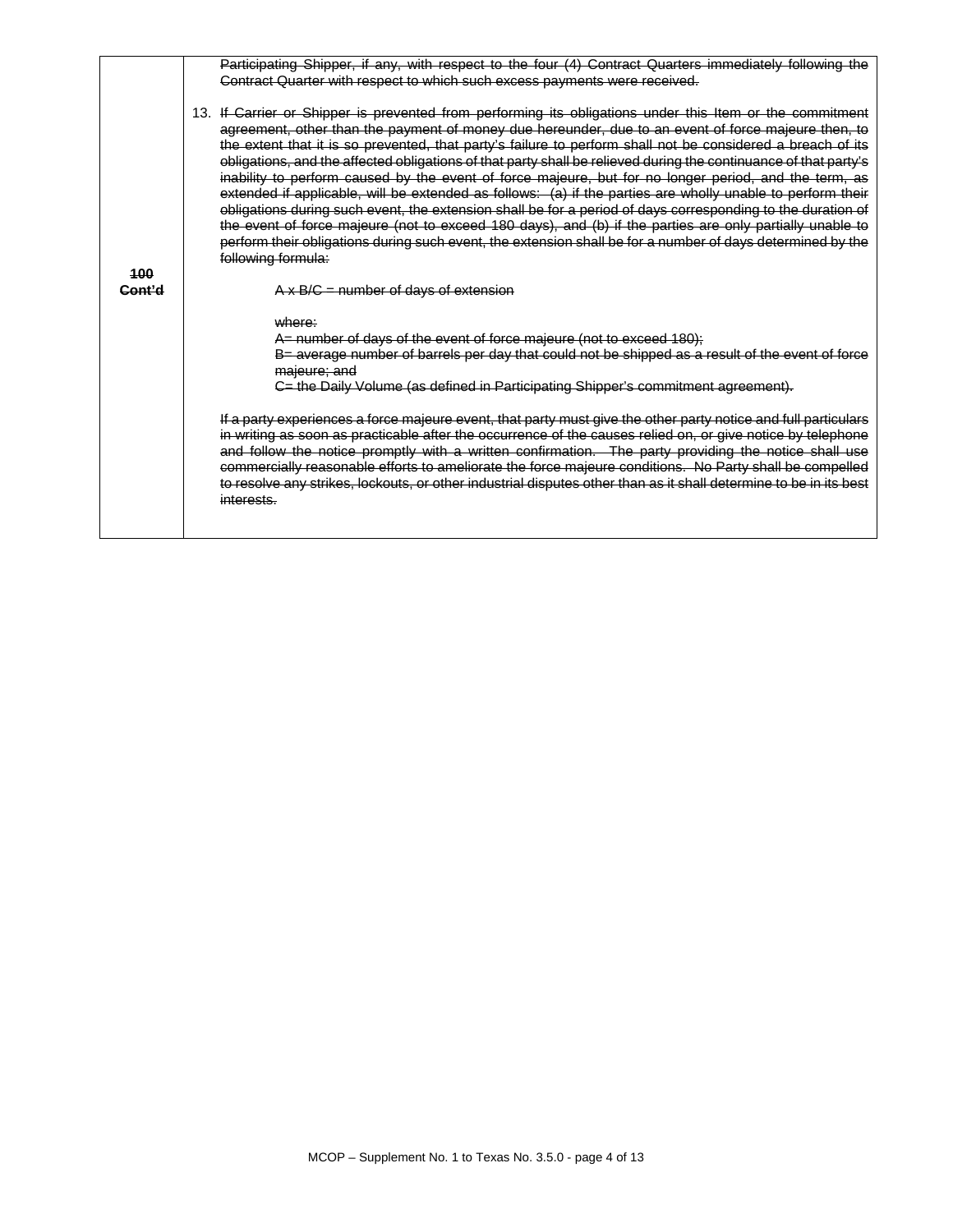| | |
|---|---|
| ~~100 Cont'd~~ | ~~Participating Shipper, if any, with respect to the four (4) Contract Quarters immediately following the Contract Quarter with respect to which such excess payments were received.~~<br><br>13. ~~If Carrier or Shipper is prevented from performing its obligations under this Item or the commitment agreement, other than the payment of money due hereunder, due to an event of force majeure then, to the extent that it is so prevented, that party's failure to perform shall not be considered a breach of its obligations, and the affected obligations of that party shall be relieved during the continuance of that party's inability to perform caused by the event of force majeure, but for no longer period, and the term, as extended if applicable, will be extended as follows: (a) if the parties are wholly unable to perform their obligations during such event, the extension shall be for a period of days corresponding to the duration of the event of force majeure (not to exceed 180 days), and (b) if the parties are only partially unable to perform their obligations during such event, the extension shall be for a number of days determined by the following formula:~~<br><br>~~A x B/C = number of days of extension~~<br><br>~~where:~~<br>~~A= number of days of the event of force majeure (not to exceed 180);~~<br>~~B= average number of barrels per day that could not be shipped as a result of the event of force majeure; and~~<br>~~C= the Daily Volume (as defined in Participating Shipper's commitment agreement).~~<br><br>~~If a party experiences a force majeure event, that party must give the other party notice and full particulars in writing as soon as practicable after the occurrence of the causes relied on, or give notice by telephone and follow the notice promptly with a written confirmation. The party providing the notice shall use commercially reasonable efforts to ameliorate the force majeure conditions. No Party shall be compelled to resolve any strikes, lockouts, or other industrial disputes other than as it shall determine to be in its best interests.~~ |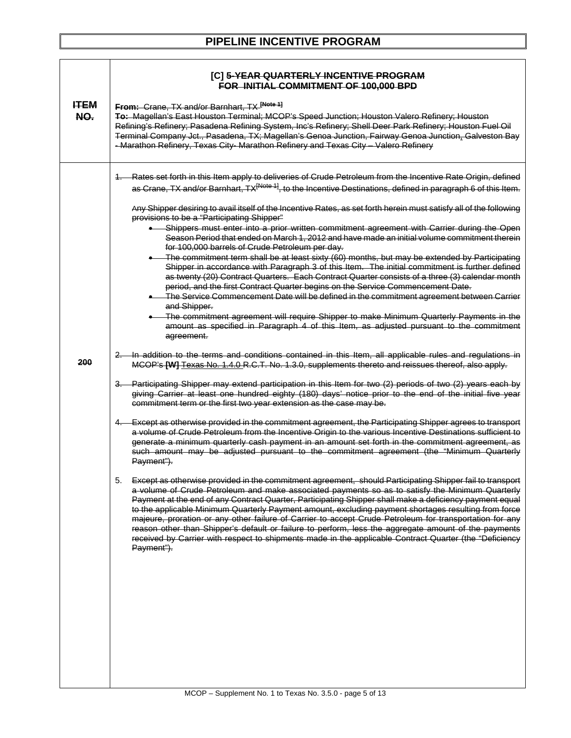# PIPELINE INCENTIVE PROGRAM

| ITEM NO. | [C] 5-YEAR QUARTERLY INCENTIVE PROGRAM FOR INITIAL COMMITMENT OF 100,000 BPD<br><br>**From:** Crane, TX and/or Barnhart, TX [Note 1]<br>**To:** Magellan's East Houston Terminal; MCOP's Speed Junction; Houston Valero Refinery; Houston Refining's Refinery; Pasadena Refining System, Inc's Refinery; Shell Deer Park Refinery; Houston Fuel Oil Terminal Company Jct., Pasadena, TX; Magellan's Genoa Junction, Fairway Genoa Junction, Galveston Bay - Marathon Refinery, Texas City- Marathon Refinery and Texas City – Valero Refinery |
|---|---|
| 200 | 1. Rates set forth in this Item apply to deliveries of Crude Petroleum from the Incentive Rate Origin, defined as Crane, TX and/or Barnhart, TX[Note 1], to the Incentive Destinations, defined in paragraph 6 of this Item.<br><br>Any Shipper desiring to avail itself of the Incentive Rates, as set forth herein must satisfy all of the following provisions to be a "Participating Shipper"<br>• Shippers must enter into a prior written commitment agreement with Carrier during the Open Season Period that ended on March 1, 2012 and have made an initial volume commitment therein for 100,000 barrels of Crude Petroleum per day.<br>• The commitment term shall be at least sixty (60) months, but may be extended by Participating Shipper in accordance with Paragraph 3 of this Item. The initial commitment is further defined as twenty (20) Contract Quarters. Each Contract Quarter consists of a three (3) calendar month period, and the first Contract Quarter begins on the Service Commencement Date.<br>• The Service Commencement Date will be defined in the commitment agreement between Carrier and Shipper.<br>• The commitment agreement will require Shipper to make Minimum Quarterly Payments in the amount as specified in Paragraph 4 of this Item, as adjusted pursuant to the commitment agreement.<br><br>2. In addition to the terms and conditions contained in this Item, all applicable rules and regulations in MCOP's **[W]** Texas No. 1.4.0 R.C.T. No. 1.3.0, supplements thereto and reissues thereof, also apply.<br><br>3. Participating Shipper may extend participation in this Item for two (2) periods of two (2) years each by giving Carrier at least one hundred eighty (180) days' notice prior to the end of the initial five year commitment term or the first two year extension as the case may be.<br><br>4. Except as otherwise provided in the commitment agreement, the Participating Shipper agrees to transport a volume of Crude Petroleum from the Incentive Origin to the various Incentive Destinations sufficient to generate a minimum quarterly cash payment in an amount set forth in the commitment agreement, as such amount may be adjusted pursuant to the commitment agreement (the "Minimum Quarterly Payment").<br><br>5. Except as otherwise provided in the commitment agreement, should Participating Shipper fail to transport a volume of Crude Petroleum and make associated payments so as to satisfy the Minimum Quarterly Payment at the end of any Contract Quarter, Participating Shipper shall make a deficiency payment equal to the applicable Minimum Quarterly Payment amount, excluding payment shortages resulting from force majeure, proration or any other failure of Carrier to accept Crude Petroleum for transportation for any reason other than Shipper's default or failure to perform, less the aggregate amount of the payments received by Carrier with respect to shipments made in the applicable Contract Quarter (the "Deficiency Payment"). |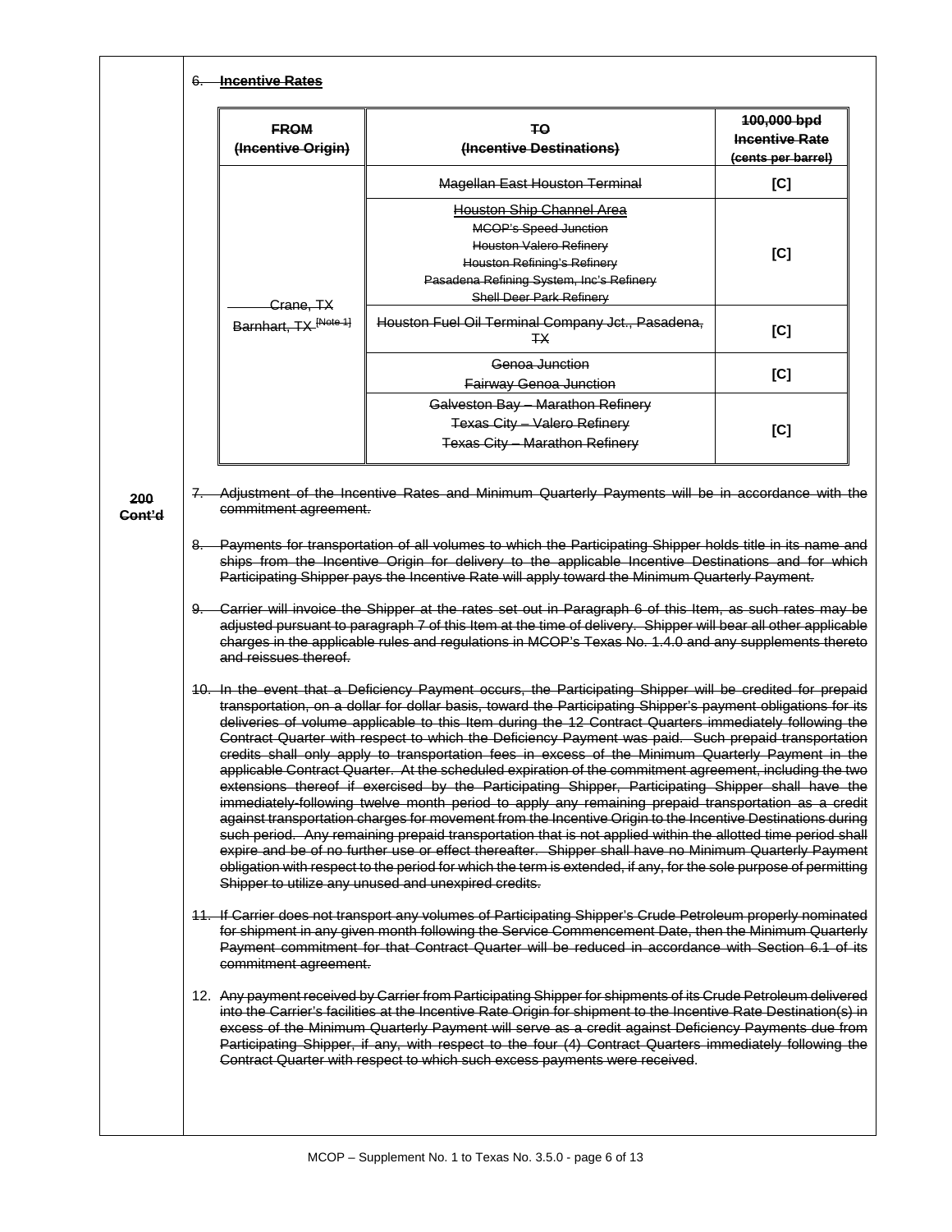6. **Incentive Rates**

| FROM (Incentive Origin) | TO (Incentive Destinations) | 100,000 bpd Incentive Rate (cents per barrel) |
|---|---|---|
| Crane, TX Barnhart, TX [Note 1] | Magellan East Houston Terminal | [C] |
| | Houston Ship Channel Area MCOP's Speed Junction Houston Valero Refinery Houston Refining's Refinery Pasadena Refining System, Inc's Refinery Shell Deer Park Refinery | [C] |
| | Houston Fuel Oil Terminal Company Jct., Pasadena, TX | [C] |
| | Genoa Junction Fairway Genoa Junction | [C] |
| | Galveston Bay – Marathon Refinery Texas City – Valero Refinery Texas City – Marathon Refinery | [C] |

**200 Cont'd**

7. Adjustment of the Incentive Rates and Minimum Quarterly Payments will be in accordance with the commitment agreement.

8. Payments for transportation of all volumes to which the Participating Shipper holds title in its name and ships from the Incentive Origin for delivery to the applicable Incentive Destinations and for which Participating Shipper pays the Incentive Rate will apply toward the Minimum Quarterly Payment.

9. Carrier will invoice the Shipper at the rates set out in Paragraph 6 of this Item, as such rates may be adjusted pursuant to paragraph 7 of this Item at the time of delivery. Shipper will bear all other applicable charges in the applicable rules and regulations in MCOP's Texas No. 1.4.0 and any supplements thereto and reissues thereof.

10. In the event that a Deficiency Payment occurs, the Participating Shipper will be credited for prepaid transportation, on a dollar for dollar basis, toward the Participating Shipper's payment obligations for its deliveries of volume applicable to this Item during the 12 Contract Quarters immediately following the Contract Quarter with respect to which the Deficiency Payment was paid. Such prepaid transportation credits shall only apply to transportation fees in excess of the Minimum Quarterly Payment in the applicable Contract Quarter. At the scheduled expiration of the commitment agreement, including the two extensions thereof if exercised by the Participating Shipper, Participating Shipper shall have the immediately-following twelve month period to apply any remaining prepaid transportation as a credit against transportation charges for movement from the Incentive Origin to the Incentive Destinations during such period. Any remaining prepaid transportation that is not applied within the allotted time period shall expire and be of no further use or effect thereafter. Shipper shall have no Minimum Quarterly Payment obligation with respect to the period for which the term is extended, if any, for the sole purpose of permitting Shipper to utilize any unused and unexpired credits.

11. If Carrier does not transport any volumes of Participating Shipper's Crude Petroleum properly nominated for shipment in any given month following the Service Commencement Date, then the Minimum Quarterly Payment commitment for that Contract Quarter will be reduced in accordance with Section 6.1 of its commitment agreement.

12. Any payment received by Carrier from Participating Shipper for shipments of its Crude Petroleum delivered into the Carrier's facilities at the Incentive Rate Origin for shipment to the Incentive Rate Destination(s) in excess of the Minimum Quarterly Payment will serve as a credit against Deficiency Payments due from Participating Shipper, if any, with respect to the four (4) Contract Quarters immediately following the Contract Quarter with respect to which such excess payments were received.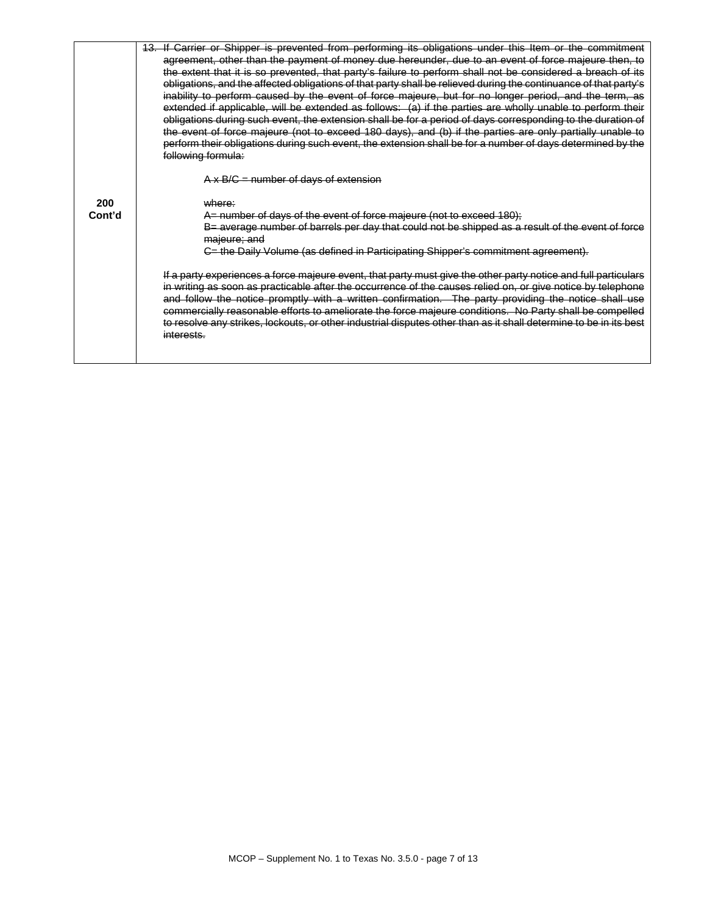| | |
|---|---|
| **200 Cont'd** | ~~13. If Carrier or Shipper is prevented from performing its obligations under this Item or the commitment agreement, other than the payment of money due hereunder, due to an event of force majeure then, to the extent that it is so prevented, that party's failure to perform shall not be considered a breach of its obligations, and the affected obligations of that party shall be relieved during the continuance of that party's inability to perform caused by the event of force majeure, but for no longer period, and the term, as extended if applicable, will be extended as follows: (a) if the parties are wholly unable to perform their obligations during such event, the extension shall be for a period of days corresponding to the duration of the event of force majeure (not to exceed 180 days), and (b) if the parties are only partially unable to perform their obligations during such event, the extension shall be for a number of days determined by the following formula:~~<br><br>~~A x B/C = number of days of extension~~<br><br>~~where:~~<br>~~A= number of days of the event of force majeure (not to exceed 180);~~<br>~~B= average number of barrels per day that could not be shipped as a result of the event of force majeure; and~~<br>~~C= the Daily Volume (as defined in Participating Shipper's commitment agreement).~~<br><br>~~If a party experiences a force majeure event, that party must give the other party notice and full particulars in writing as soon as practicable after the occurrence of the causes relied on, or give notice by telephone and follow the notice promptly with a written confirmation. The party providing the notice shall use commercially reasonable efforts to ameliorate the force majeure conditions. No Party shall be compelled to resolve any strikes, lockouts, or other industrial disputes other than as it shall determine to be in its best interests.~~ |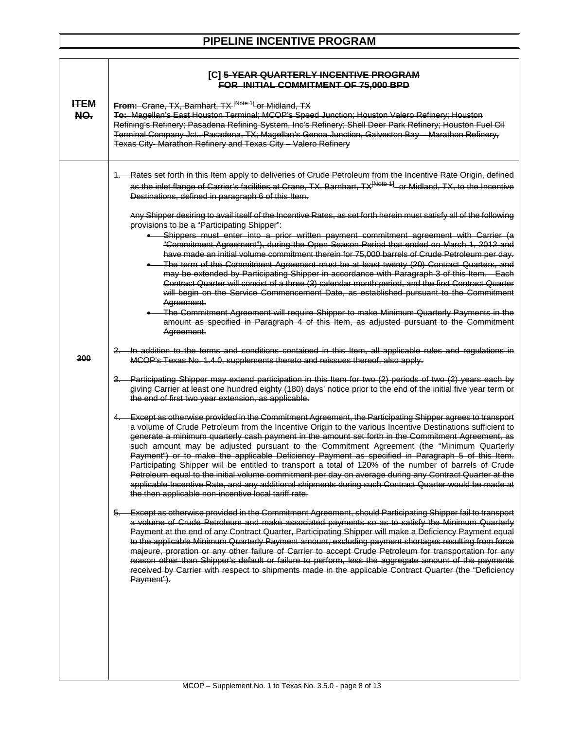# PIPELINE INCENTIVE PROGRAM

| ~~ITEM NO.~~ | **[C] ~~5-YEAR QUARTERLY INCENTIVE PROGRAM FOR INITIAL COMMITMENT OF 75,000 BPD~~**<br><br>~~**From:** Crane, TX, Barnhart, TX [Note 1] or Midland, TX~~<br>~~**To:** Magellan's East Houston Terminal; MCOP's Speed Junction; Houston Valero Refinery; Houston Refining's Refinery; Pasadena Refining System, Inc's Refinery; Shell Deer Park Refinery; Houston Fuel Oil Terminal Company Jct., Pasadena, TX; Magellan's Genoa Junction, Galveston Bay – Marathon Refinery, Texas City- Marathon Refinery and Texas City – Valero Refinery~~ |
|---|---|
| ~~300~~ | ~~1. Rates set forth in this Item apply to deliveries of Crude Petroleum from the Incentive Rate Origin, defined as the inlet flange of Carrier's facilities at Crane, TX, Barnhart, TX[Note 1] or Midland, TX, to the Incentive Destinations, defined in paragraph 6 of this Item.~~<br><br>~~Any Shipper desiring to avail itself of the Incentive Rates, as set forth herein must satisfy all of the following provisions to be a "Participating Shipper":~~<br>~~• Shippers must enter into a prior written payment commitment agreement with Carrier (a "Commitment Agreement"), during the Open Season Period that ended on March 1, 2012 and have made an initial volume commitment therein for 75,000 barrels of Crude Petroleum per day.~~<br>~~• The term of the Commitment Agreement must be at least twenty (20) Contract Quarters, and may be extended by Participating Shipper in accordance with Paragraph 3 of this Item. Each Contract Quarter will consist of a three (3) calendar month period, and the first Contract Quarter will begin on the Service Commencement Date, as established pursuant to the Commitment Agreement.~~<br>~~• The Commitment Agreement will require Shipper to make Minimum Quarterly Payments in the amount as specified in Paragraph 4 of this Item, as adjusted pursuant to the Commitment Agreement.~~<br><br>~~2. In addition to the terms and conditions contained in this Item, all applicable rules and regulations in MCOP's Texas No. 1.4.0, supplements thereto and reissues thereof, also apply.~~<br><br>~~3. Participating Shipper may extend participation in this Item for two (2) periods of two (2) years each by giving Carrier at least one hundred eighty (180) days' notice prior to the end of the initial five year term or the end of first two year extension, as applicable.~~<br><br>~~4. Except as otherwise provided in the Commitment Agreement, the Participating Shipper agrees to transport a volume of Crude Petroleum from the Incentive Origin to the various Incentive Destinations sufficient to generate a minimum quarterly cash payment in the amount set forth in the Commitment Agreement, as such amount may be adjusted pursuant to the Commitment Agreement (the "Minimum Quarterly Payment") or to make the applicable Deficiency Payment as specified in Paragraph 5 of this Item. Participating Shipper will be entitled to transport a total of 120% of the number of barrels of Crude Petroleum equal to the initial volume commitment per day on average during any Contract Quarter at the applicable Incentive Rate, and any additional shipments during such Contract Quarter would be made at the then applicable non-incentive local tariff rate.~~<br><br>~~5. Except as otherwise provided in the Commitment Agreement, should Participating Shipper fail to transport a volume of Crude Petroleum and make associated payments so as to satisfy the Minimum Quarterly Payment at the end of any Contract Quarter, Participating Shipper will make a Deficiency Payment equal to the applicable Minimum Quarterly Payment amount, excluding payment shortages resulting from force majeure, proration or any other failure of Carrier to accept Crude Petroleum for transportation for any reason other than Shipper's default or failure to perform, less the aggregate amount of the payments received by Carrier with respect to shipments made in the applicable Contract Quarter (the "Deficiency Payment").~~ |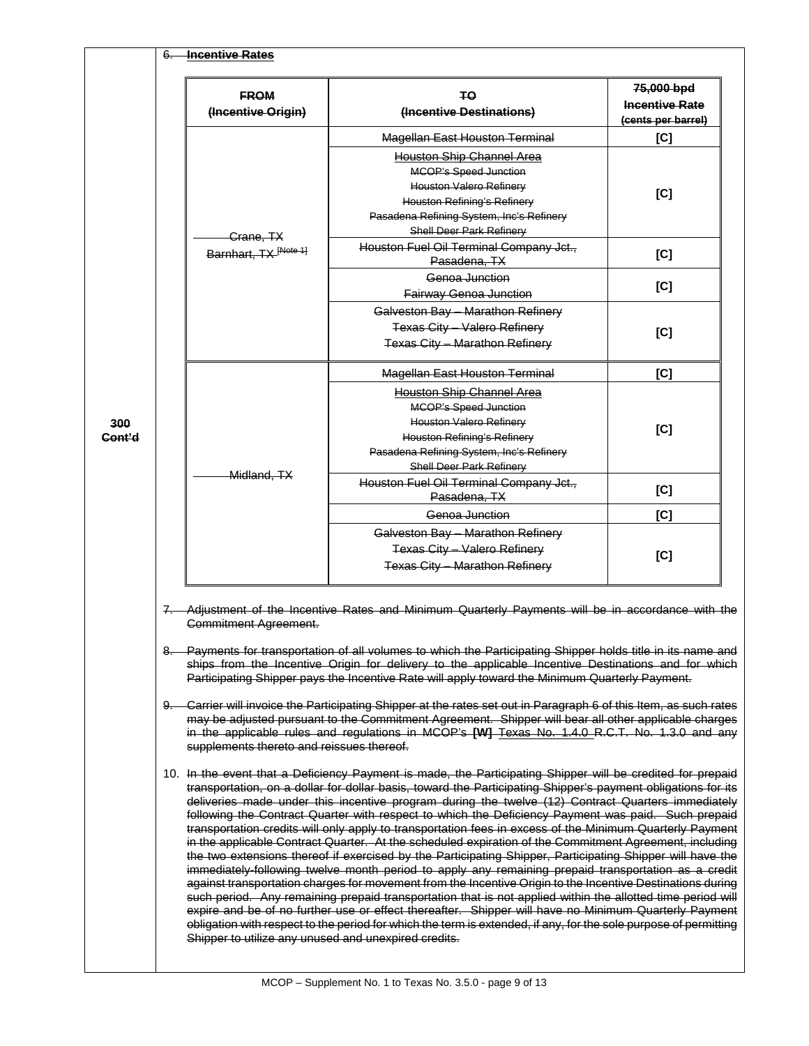300 Cont'd

6. **Incentive Rates**

| FROM (Incentive Origin) | TO (Incentive Destinations) | 75,000 bpd Incentive Rate (cents per barrel) |
|---|---|---|
| Crane, TX Barnhart, TX [Note 1] | Magellan East Houston Terminal | [C] |
| | Houston Ship Channel Area MCOP's Speed Junction Houston Valero Refinery Houston Refining's Refinery Pasadena Refining System, Inc's Refinery Shell Deer Park Refinery | [C] |
| | Houston Fuel Oil Terminal Company Jct., Pasadena, TX | [C] |
| | Genoa Junction Fairway Genoa Junction | [C] |
| | Galveston Bay – Marathon Refinery Texas City – Valero Refinery Texas City – Marathon Refinery | [C] |
| Midland, TX | Magellan East Houston Terminal | [C] |
| | Houston Ship Channel Area MCOP's Speed Junction Houston Valero Refinery Houston Refining's Refinery Pasadena Refining System, Inc's Refinery Shell Deer Park Refinery | [C] |
| | Houston Fuel Oil Terminal Company Jct., Pasadena, TX | [C] |
| | Genoa Junction | [C] |
| | Galveston Bay – Marathon Refinery Texas City – Valero Refinery Texas City – Marathon Refinery | [C] |

7. Adjustment of the Incentive Rates and Minimum Quarterly Payments will be in accordance with the Commitment Agreement.

8. Payments for transportation of all volumes to which the Participating Shipper holds title in its name and ships from the Incentive Origin for delivery to the applicable Incentive Destinations and for which Participating Shipper pays the Incentive Rate will apply toward the Minimum Quarterly Payment.

9. Carrier will invoice the Participating Shipper at the rates set out in Paragraph 6 of this Item, as such rates may be adjusted pursuant to the Commitment Agreement. Shipper will bear all other applicable charges in the applicable rules and regulations in MCOP's **[W]** Texas No. 1.4.0 R.C.T. No. 1.3.0 and any supplements thereto and reissues thereof.

10. In the event that a Deficiency Payment is made, the Participating Shipper will be credited for prepaid transportation, on a dollar for dollar basis, toward the Participating Shipper's payment obligations for its deliveries made under this incentive program during the twelve (12) Contract Quarters immediately following the Contract Quarter with respect to which the Deficiency Payment was paid. Such prepaid transportation credits will only apply to transportation fees in excess of the Minimum Quarterly Payment in the applicable Contract Quarter. At the scheduled expiration of the Commitment Agreement, including the two extensions thereof if exercised by the Participating Shipper, Participating Shipper will have the immediately-following twelve month period to apply any remaining prepaid transportation as a credit against transportation charges for movement from the Incentive Origin to the Incentive Destinations during such period. Any remaining prepaid transportation that is not applied within the allotted time period will expire and be of no further use or effect thereafter. Shipper will have no Minimum Quarterly Payment obligation with respect to the period for which the term is extended, if any, for the sole purpose of permitting Shipper to utilize any unused and unexpired credits.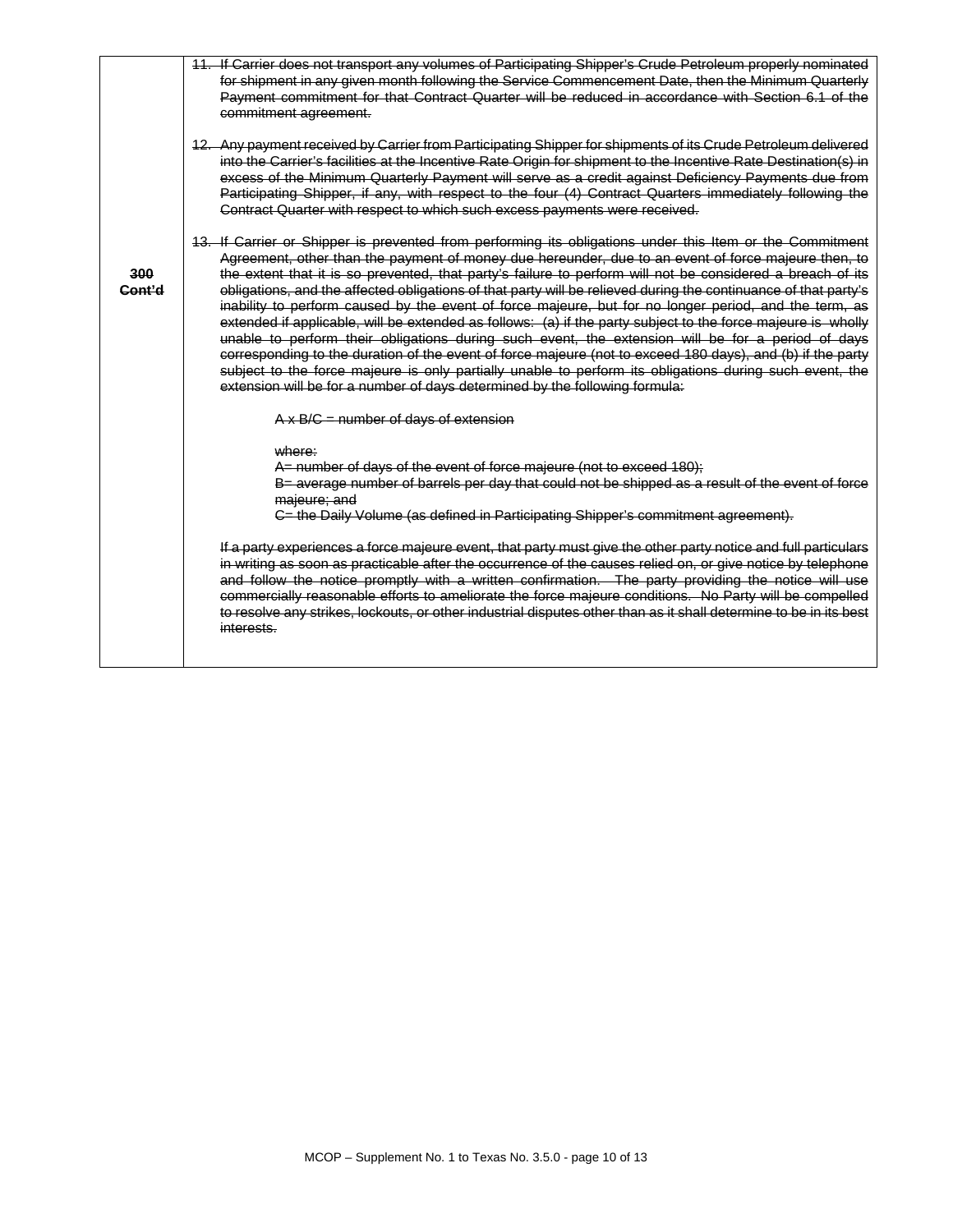| | |
|---|---|
| ~~300 Cont'd~~ | ~~11. If Carrier does not transport any volumes of Participating Shipper's Crude Petroleum properly nominated for shipment in any given month following the Service Commencement Date, then the Minimum Quarterly Payment commitment for that Contract Quarter will be reduced in accordance with Section 6.1 of the commitment agreement.~~<br><br>~~12. Any payment received by Carrier from Participating Shipper for shipments of its Crude Petroleum delivered into the Carrier's facilities at the Incentive Rate Origin for shipment to the Incentive Rate Destination(s) in excess of the Minimum Quarterly Payment will serve as a credit against Deficiency Payments due from Participating Shipper, if any, with respect to the four (4) Contract Quarters immediately following the Contract Quarter with respect to which such excess payments were received.~~<br><br>~~13. If Carrier or Shipper is prevented from performing its obligations under this Item or the Commitment Agreement, other than the payment of money due hereunder, due to an event of force majeure then, to the extent that it is so prevented, that party's failure to perform will not be considered a breach of its obligations, and the affected obligations of that party will be relieved during the continuance of that party's inability to perform caused by the event of force majeure, but for no longer period, and the term, as extended if applicable, will be extended as follows: (a) if the party subject to the force majeure is wholly unable to perform their obligations during such event, the extension will be for a period of days corresponding to the duration of the event of force majeure (not to exceed 180 days), and (b) if the party subject to the force majeure is only partially unable to perform its obligations during such event, the extension will be for a number of days determined by the following formula:~~<br><br>~~A x B/C = number of days of extension~~<br><br>~~where:~~<br>~~A= number of days of the event of force majeure (not to exceed 180);~~<br>~~B= average number of barrels per day that could not be shipped as a result of the event of force majeure; and~~<br>~~C= the Daily Volume (as defined in Participating Shipper's commitment agreement).~~<br><br>~~If a party experiences a force majeure event, that party must give the other party notice and full particulars in writing as soon as practicable after the occurrence of the causes relied on, or give notice by telephone and follow the notice promptly with a written confirmation. The party providing the notice will use commercially reasonable efforts to ameliorate the force majeure conditions. No Party will be compelled to resolve any strikes, lockouts, or other industrial disputes other than as it shall determine to be in its best interests.~~ |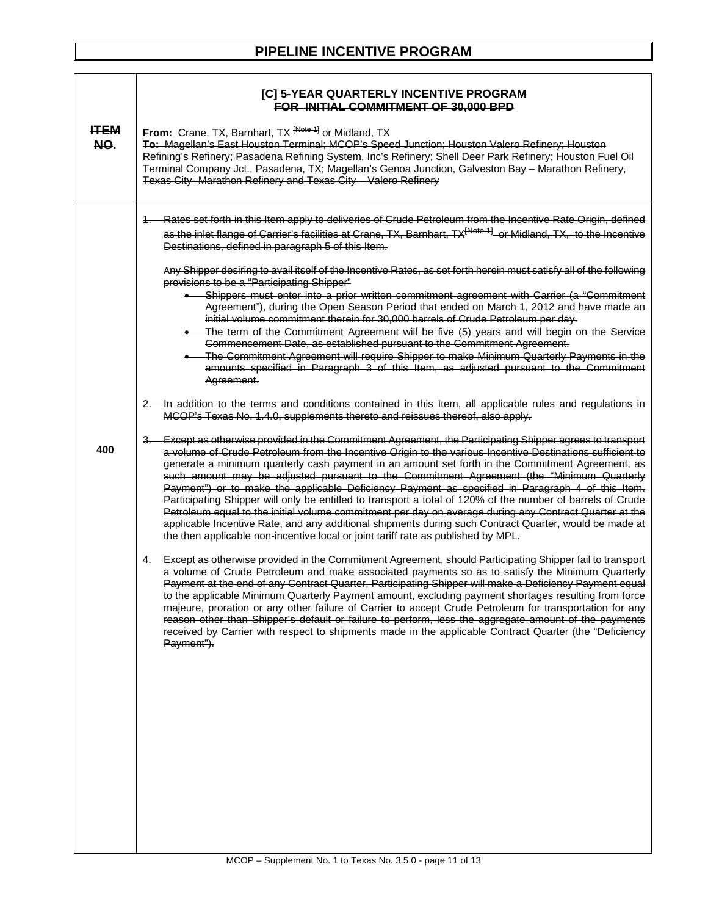# PIPELINE INCENTIVE PROGRAM

| ITEM NO. | [C] 5-YEAR QUARTERLY INCENTIVE PROGRAM FOR INITIAL COMMITMENT OF 30,000 BPD<br><br>**From:** Crane, TX, Barnhart, TX [Note 1] or Midland, TX<br>**To:** Magellan's East Houston Terminal; MCOP's Speed Junction; Houston Valero Refinery; Houston Refining's Refinery; Pasadena Refining System, Inc's Refinery; Shell Deer Park Refinery; Houston Fuel Oil Terminal Company Jct., Pasadena, TX; Magellan's Genoa Junction, Galveston Bay – Marathon Refinery, Texas City- Marathon Refinery and Texas City – Valero Refinery |
|---|---|
| 400 | 1. Rates set forth in this Item apply to deliveries of Crude Petroleum from the Incentive Rate Origin, defined as the inlet flange of Carrier's facilities at Crane, TX, Barnhart, TX[Note 1] or Midland, TX, to the Incentive Destinations, defined in paragraph 5 of this Item.<br><br>Any Shipper desiring to avail itself of the Incentive Rates, as set forth herein must satisfy all of the following provisions to be a "Participating Shipper"<br>• Shippers must enter into a prior written commitment agreement with Carrier (a "Commitment Agreement"), during the Open Season Period that ended on March 1, 2012 and have made an initial volume commitment therein for 30,000 barrels of Crude Petroleum per day.<br>• The term of the Commitment Agreement will be five (5) years and will begin on the Service Commencement Date, as established pursuant to the Commitment Agreement.<br>• The Commitment Agreement will require Shipper to make Minimum Quarterly Payments in the amounts specified in Paragraph 3 of this Item, as adjusted pursuant to the Commitment Agreement.<br><br>2. In addition to the terms and conditions contained in this Item, all applicable rules and regulations in MCOP's Texas No. 1.4.0, supplements thereto and reissues thereof, also apply.<br><br>3. Except as otherwise provided in the Commitment Agreement, the Participating Shipper agrees to transport a volume of Crude Petroleum from the Incentive Origin to the various Incentive Destinations sufficient to generate a minimum quarterly cash payment in an amount set forth in the Commitment Agreement, as such amount may be adjusted pursuant to the Commitment Agreement (the "Minimum Quarterly Payment") or to make the applicable Deficiency Payment as specified in Paragraph 4 of this Item. Participating Shipper will only be entitled to transport a total of 120% of the number of barrels of Crude Petroleum equal to the initial volume commitment per day on average during any Contract Quarter at the applicable Incentive Rate, and any additional shipments during such Contract Quarter, would be made at the then applicable non-incentive local or joint tariff rate as published by MPL.<br><br>4. Except as otherwise provided in the Commitment Agreement, should Participating Shipper fail to transport a volume of Crude Petroleum and make associated payments so as to satisfy the Minimum Quarterly Payment at the end of any Contract Quarter, Participating Shipper will make a Deficiency Payment equal to the applicable Minimum Quarterly Payment amount, excluding payment shortages resulting from force majeure, proration or any other failure of Carrier to accept Crude Petroleum for transportation for any reason other than Shipper's default or failure to perform, less the aggregate amount of the payments received by Carrier with respect to shipments made in the applicable Contract Quarter (the "Deficiency Payment"). |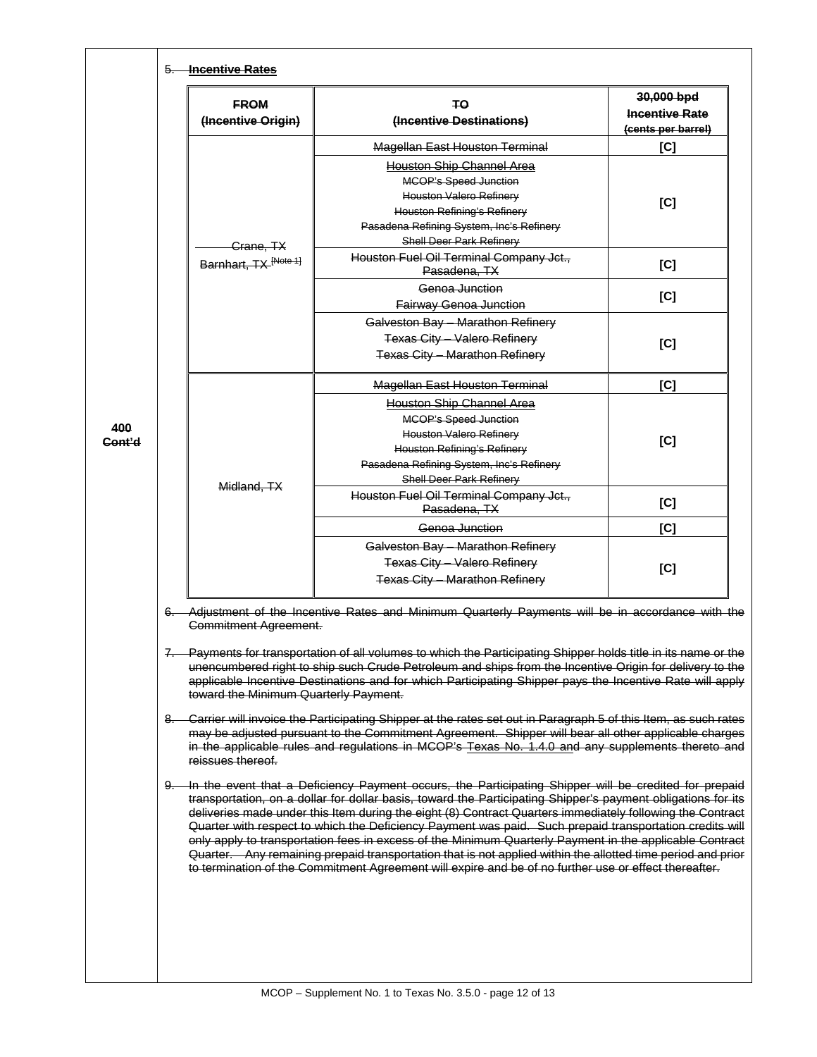400 Cont'd

5. **Incentive Rates**

| FROM (Incentive Origin) | TO (Incentive Destinations) | 30,000 bpd Incentive Rate (cents per barrel) |
|---|---|---|
| Crane, TX Barnhart, TX [Note 1] | Magellan East Houston Terminal | [C] |
| | Houston Ship Channel Area MCOP's Speed Junction Houston Valero Refinery Houston Refining's Refinery Pasadena Refining System, Inc's Refinery Shell Deer Park Refinery | [C] |
| | Houston Fuel Oil Terminal Company Jct., Pasadena, TX | [C] |
| | Genoa Junction Fairway Genoa Junction | [C] |
| | Galveston Bay – Marathon Refinery Texas City – Valero Refinery Texas City – Marathon Refinery | [C] |
| Midland, TX | Magellan East Houston Terminal | [C] |
| | Houston Ship Channel Area MCOP's Speed Junction Houston Valero Refinery Houston Refining's Refinery Pasadena Refining System, Inc's Refinery Shell Deer Park Refinery | [C] |
| | Houston Fuel Oil Terminal Company Jct., Pasadena, TX | [C] |
| | Genoa Junction | [C] |
| | Galveston Bay – Marathon Refinery Texas City – Valero Refinery Texas City – Marathon Refinery | [C] |

6. Adjustment of the Incentive Rates and Minimum Quarterly Payments will be in accordance with the Commitment Agreement.

7. Payments for transportation of all volumes to which the Participating Shipper holds title in its name or the unencumbered right to ship such Crude Petroleum and ships from the Incentive Origin for delivery to the applicable Incentive Destinations and for which Participating Shipper pays the Incentive Rate will apply toward the Minimum Quarterly Payment.

8. Carrier will invoice the Participating Shipper at the rates set out in Paragraph 5 of this Item, as such rates may be adjusted pursuant to the Commitment Agreement. Shipper will bear all other applicable charges in the applicable rules and regulations in MCOP's Texas No. 1.4.0 and any supplements thereto and reissues thereof.

9. In the event that a Deficiency Payment occurs, the Participating Shipper will be credited for prepaid transportation, on a dollar for dollar basis, toward the Participating Shipper's payment obligations for its deliveries made under this Item during the eight (8) Contract Quarters immediately following the Contract Quarter with respect to which the Deficiency Payment was paid. Such prepaid transportation credits will only apply to transportation fees in excess of the Minimum Quarterly Payment in the applicable Contract Quarter. Any remaining prepaid transportation that is not applied within the allotted time period and prior to termination of the Commitment Agreement will expire and be of no further use or effect thereafter.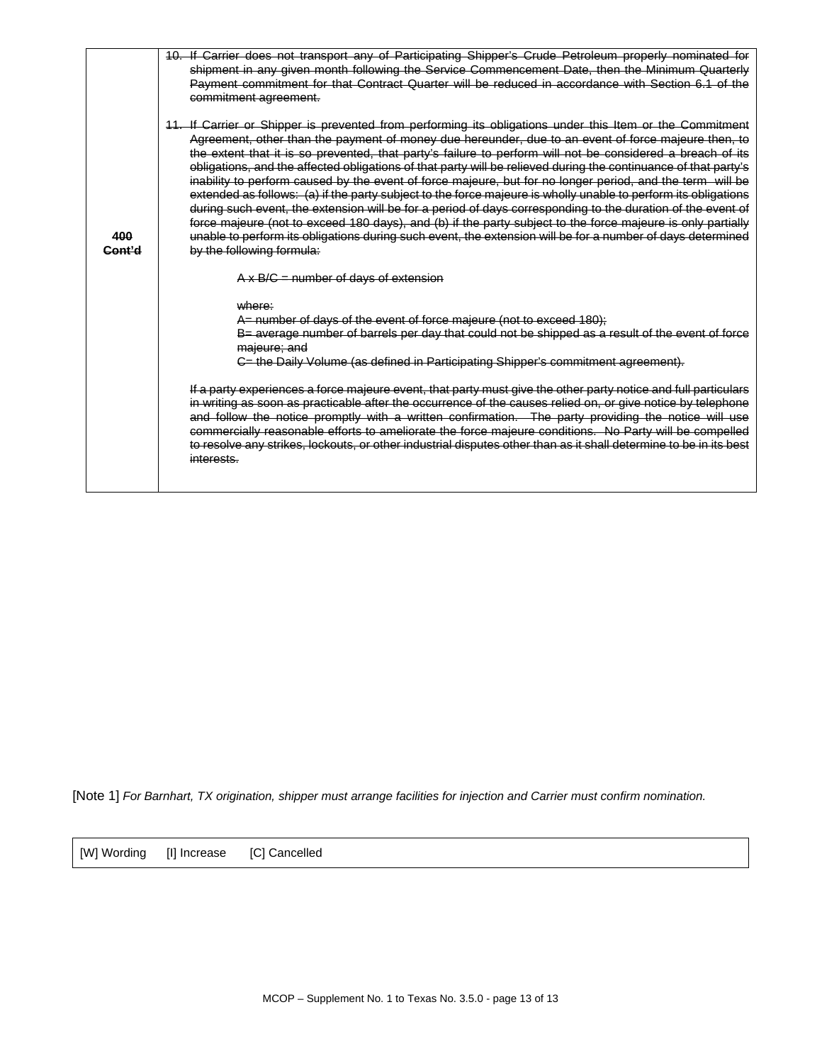| | |
|---|---|
| ~~400 Cont'd~~ | ~~10. If Carrier does not transport any of Participating Shipper's Crude Petroleum properly nominated for shipment in any given month following the Service Commencement Date, then the Minimum Quarterly Payment commitment for that Contract Quarter will be reduced in accordance with Section 6.1 of the commitment agreement.~~<br><br>~~11. If Carrier or Shipper is prevented from performing its obligations under this Item or the Commitment Agreement, other than the payment of money due hereunder, due to an event of force majeure then, to the extent that it is so prevented, that party's failure to perform will not be considered a breach of its obligations, and the affected obligations of that party will be relieved during the continuance of that party's inability to perform caused by the event of force majeure, but for no longer period, and the term will be extended as follows: (a) if the party subject to the force majeure is wholly unable to perform its obligations during such event, the extension will be for a period of days corresponding to the duration of the event of force majeure (not to exceed 180 days), and (b) if the party subject to the force majeure is only partially unable to perform its obligations during such event, the extension will be for a number of days determined by the following formula:~~<br><br>~~A x B/C = number of days of extension~~<br><br>~~where:~~<br>~~A= number of days of the event of force majeure (not to exceed 180);~~<br>~~B= average number of barrels per day that could not be shipped as a result of the event of force majeure; and~~<br>~~C= the Daily Volume (as defined in Participating Shipper's commitment agreement).~~<br><br>~~If a party experiences a force majeure event, that party must give the other party notice and full particulars in writing as soon as practicable after the occurrence of the causes relied on, or give notice by telephone and follow the notice promptly with a written confirmation. The party providing the notice will use commercially reasonable efforts to ameliorate the force majeure conditions. No Party will be compelled to resolve any strikes, lockouts, or other industrial disputes other than as it shall determine to be in its best interests.~~ |

[Note 1] *For Barnhart, TX origination, shipper must arrange facilities for injection and Carrier must confirm nomination.*

[W] Wording [I] Increase [C] Cancelled